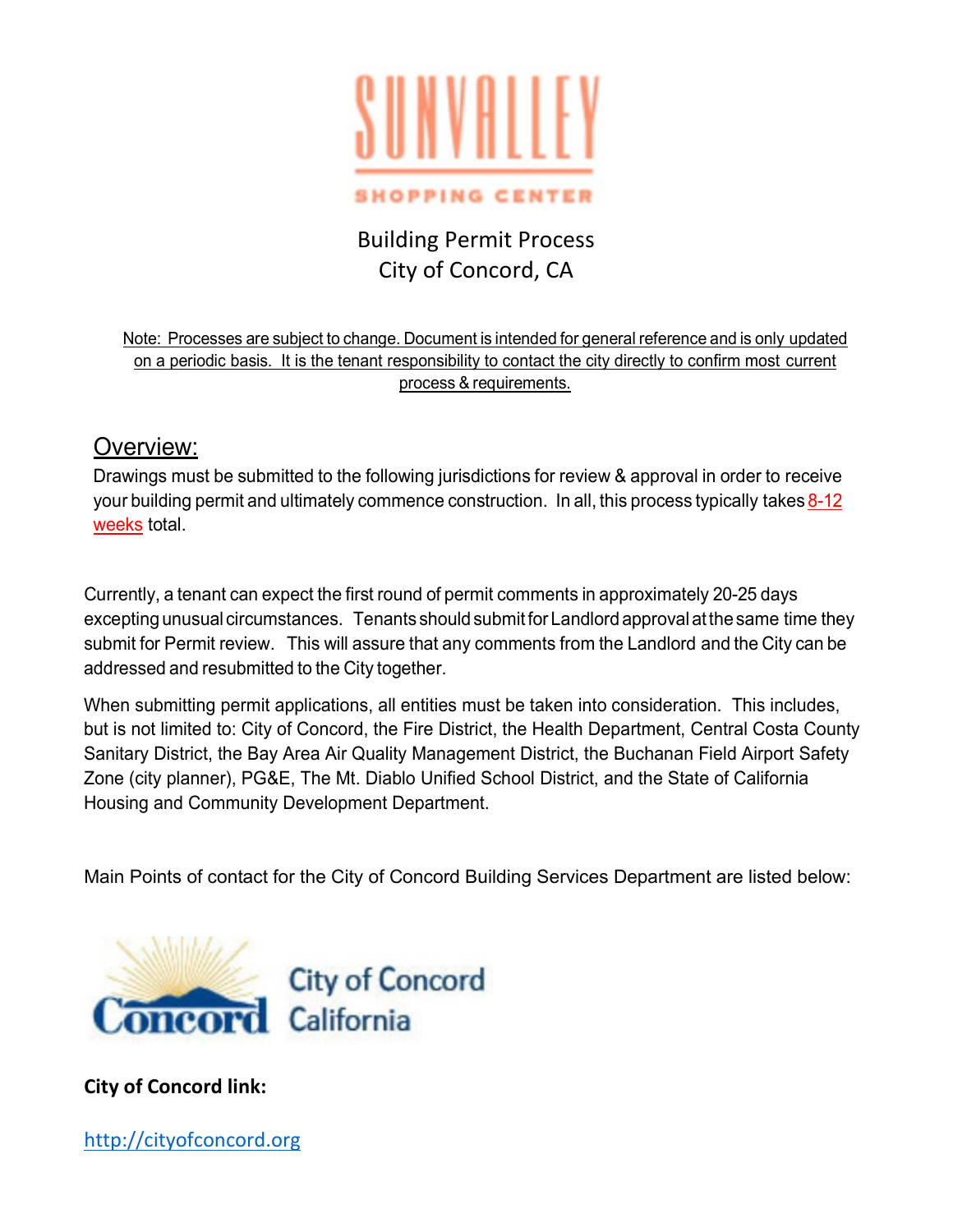# SUNVALLEY SHOPPING CENTER

Building Permit Process
City of Concord, CA

Note: Processes are subject to change. Document is intended for general reference and is only updated on a periodic basis. It is the tenant responsibility to contact the city directly to confirm most current process & requirements.

## Overview:

Drawings must be submitted to the following jurisdictions for review & approval in order to receive your building permit and ultimately commence construction. In all, this process typically takes 8-12 weeks total.

Currently, a tenant can expect the first round of permit comments in approximately 20-25 days excepting unusual circumstances. Tenants should submit for Landlord approval at the same time they submit for Permit review. This will assure that any comments from the Landlord and the City can be addressed and resubmitted to the City together.

When submitting permit applications, all entities must be taken into consideration. This includes, but is not limited to: City of Concord, the Fire District, the Health Department, Central Costa County Sanitary District, the Bay Area Air Quality Management District, the Buchanan Field Airport Safety Zone (city planner), PG&E, The Mt. Diablo Unified School District, and the State of California Housing and Community Development Department.

Main Points of contact for the City of Concord Building Services Department are listed below:

City of Concord
California

**City of Concord link:**

http://cityofconcord.org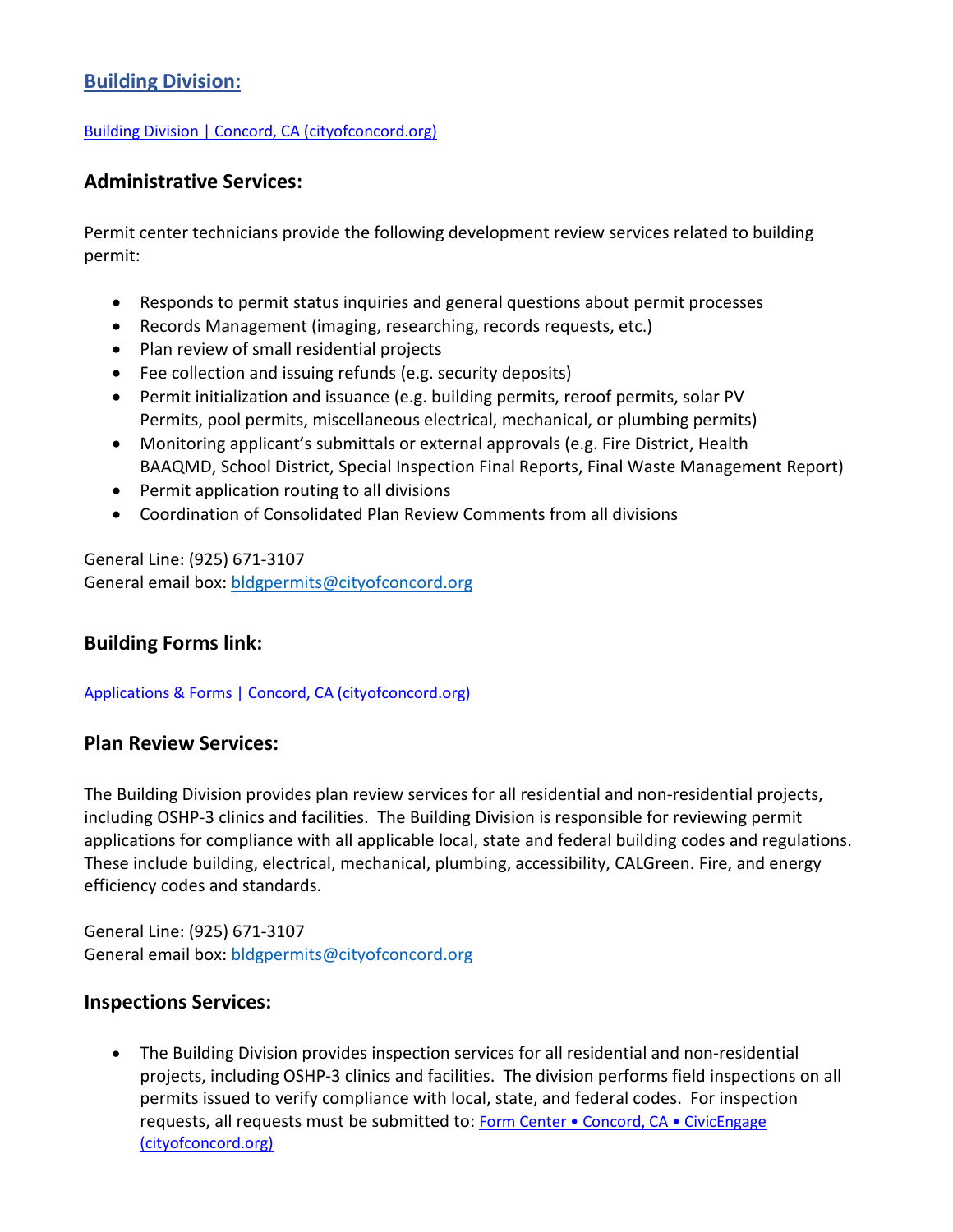## [Building Division:]()

[Building Division | Concord, CA (cityofconcord.org)]()

### Administrative Services:

Permit center technicians provide the following development review services related to building permit:

- Responds to permit status inquiries and general questions about permit processes
- Records Management (imaging, researching, records requests, etc.)
- Plan review of small residential projects
- Fee collection and issuing refunds (e.g. security deposits)
- Permit initialization and issuance (e.g. building permits, reroof permits, solar PV Permits, pool permits, miscellaneous electrical, mechanical, or plumbing permits)
- Monitoring applicant's submittals or external approvals (e.g. Fire District, Health BAAQMD, School District, Special Inspection Final Reports, Final Waste Management Report)
- Permit application routing to all divisions
- Coordination of Consolidated Plan Review Comments from all divisions

General Line: (925) 671-3107
General email box: [bldgpermits@cityofconcord.org](mailto:bldgpermits@cityofconcord.org)

### Building Forms link:

[Applications & Forms | Concord, CA (cityofconcord.org)]()

### Plan Review Services:

The Building Division provides plan review services for all residential and non-residential projects, including OSHP-3 clinics and facilities. The Building Division is responsible for reviewing permit applications for compliance with all applicable local, state and federal building codes and regulations. These include building, electrical, mechanical, plumbing, accessibility, CALGreen. Fire, and energy efficiency codes and standards.

General Line: (925) 671-3107
General email box: [bldgpermits@cityofconcord.org](mailto:bldgpermits@cityofconcord.org)

### Inspections Services:

- The Building Division provides inspection services for all residential and non-residential projects, including OSHP-3 clinics and facilities. The division performs field inspections on all permits issued to verify compliance with local, state, and federal codes. For inspection requests, all requests must be submitted to: [Form Center • Concord, CA • CivicEngage (cityofconcord.org)]()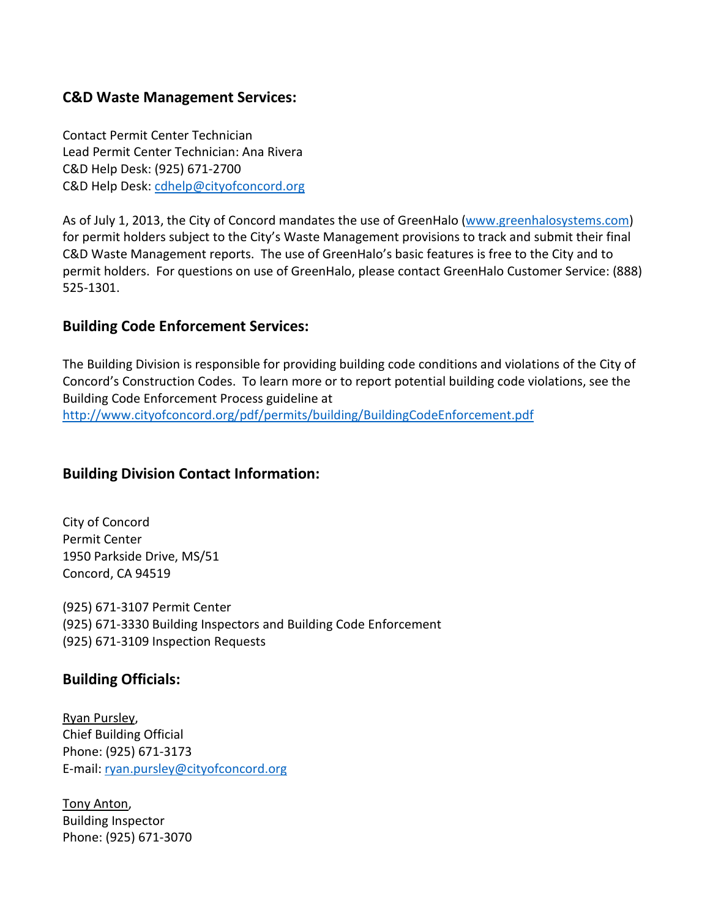## C&D Waste Management Services:

Contact Permit Center Technician
Lead Permit Center Technician: Ana Rivera
C&D Help Desk: (925) 671-2700
C&D Help Desk: cdhelp@cityofconcord.org

As of July 1, 2013, the City of Concord mandates the use of GreenHalo (www.greenhalosystems.com) for permit holders subject to the City's Waste Management provisions to track and submit their final C&D Waste Management reports. The use of GreenHalo's basic features is free to the City and to permit holders. For questions on use of GreenHalo, please contact GreenHalo Customer Service: (888) 525-1301.

## Building Code Enforcement Services:

The Building Division is responsible for providing building code conditions and violations of the City of Concord's Construction Codes. To learn more or to report potential building code violations, see the Building Code Enforcement Process guideline at http://www.cityofconcord.org/pdf/permits/building/BuildingCodeEnforcement.pdf

## Building Division Contact Information:

City of Concord
Permit Center
1950 Parkside Drive, MS/51
Concord, CA 94519

(925) 671-3107 Permit Center
(925) 671-3330 Building Inspectors and Building Code Enforcement
(925) 671-3109 Inspection Requests

## Building Officials:

Ryan Pursley,
Chief Building Official
Phone: (925) 671-3173
E-mail: ryan.pursley@cityofconcord.org

Tony Anton,
Building Inspector
Phone: (925) 671-3070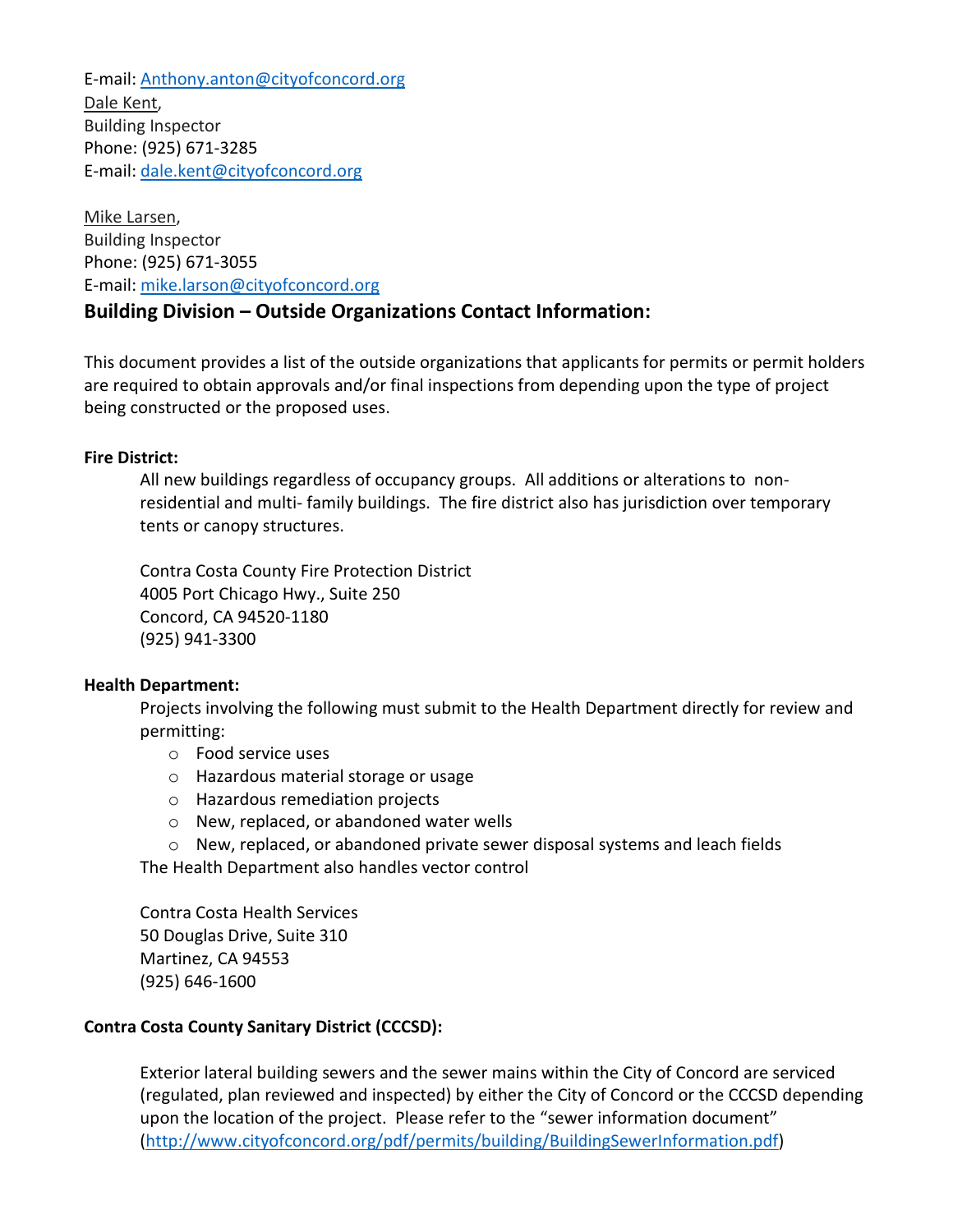E-mail: Anthony.anton@cityofconcord.org
Dale Kent,
Building Inspector
Phone: (925) 671-3285
E-mail: dale.kent@cityofconcord.org

Mike Larsen,
Building Inspector
Phone: (925) 671-3055
E-mail: mike.larson@cityofconcord.org

## Building Division – Outside Organizations Contact Information:

This document provides a list of the outside organizations that applicants for permits or permit holders are required to obtain approvals and/or final inspections from depending upon the type of project being constructed or the proposed uses.

**Fire District:**

All new buildings regardless of occupancy groups. All additions or alterations to non-residential and multi- family buildings. The fire district also has jurisdiction over temporary tents or canopy structures.

Contra Costa County Fire Protection District
4005 Port Chicago Hwy., Suite 250
Concord, CA 94520-1180
(925) 941-3300

**Health Department:**

Projects involving the following must submit to the Health Department directly for review and permitting:

- Food service uses
- Hazardous material storage or usage
- Hazardous remediation projects
- New, replaced, or abandoned water wells
- New, replaced, or abandoned private sewer disposal systems and leach fields

The Health Department also handles vector control

Contra Costa Health Services
50 Douglas Drive, Suite 310
Martinez, CA 94553
(925) 646-1600

**Contra Costa County Sanitary District (CCCSD):**

Exterior lateral building sewers and the sewer mains within the City of Concord are serviced (regulated, plan reviewed and inspected) by either the City of Concord or the CCCSD depending upon the location of the project. Please refer to the "sewer information document" (http://www.cityofconcord.org/pdf/permits/building/BuildingSewerInformation.pdf)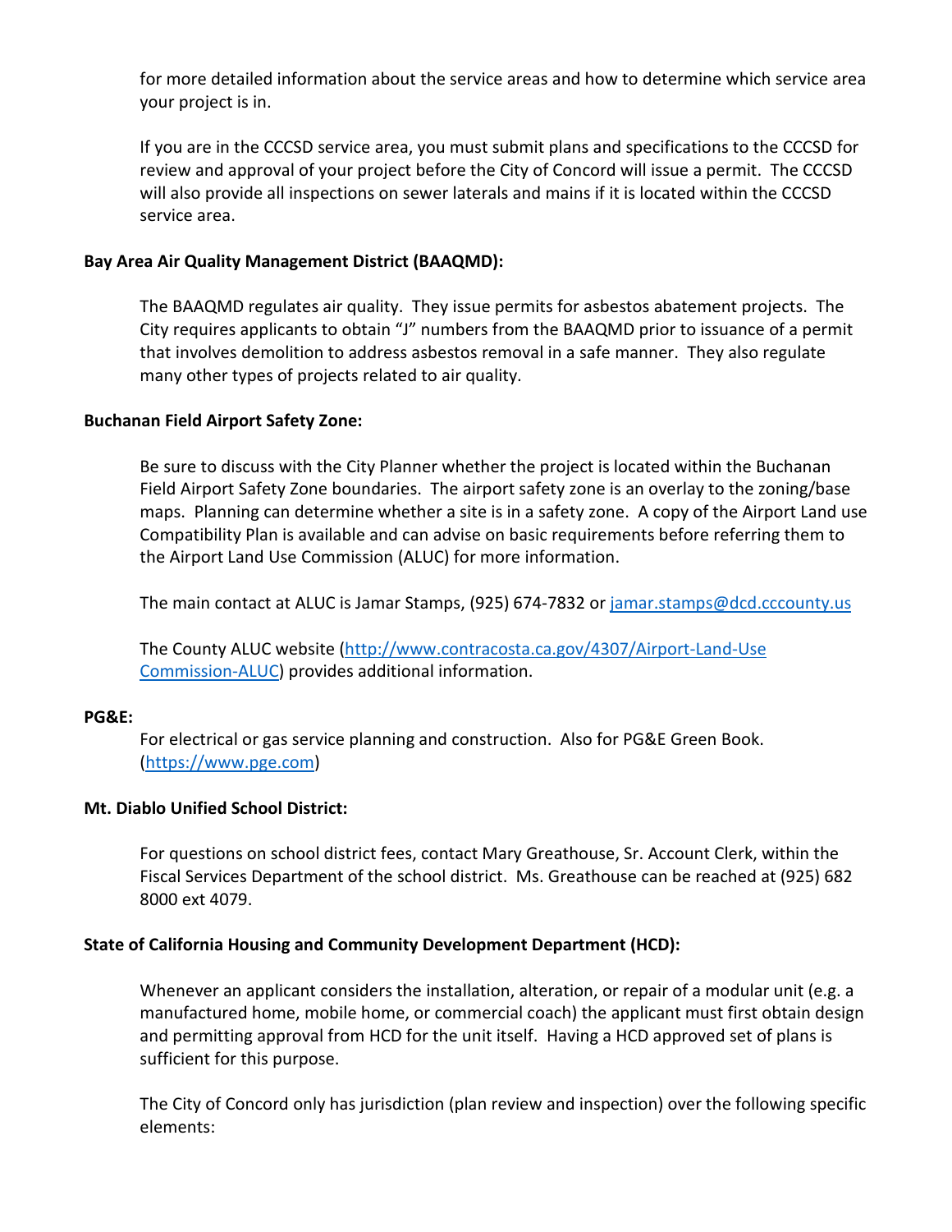for more detailed information about the service areas and how to determine which service area your project is in.

If you are in the CCCSD service area, you must submit plans and specifications to the CCCSD for review and approval of your project before the City of Concord will issue a permit. The CCCSD will also provide all inspections on sewer laterals and mains if it is located within the CCCSD service area.

**Bay Area Air Quality Management District (BAAQMD):**

The BAAQMD regulates air quality. They issue permits for asbestos abatement projects. The City requires applicants to obtain "J" numbers from the BAAQMD prior to issuance of a permit that involves demolition to address asbestos removal in a safe manner. They also regulate many other types of projects related to air quality.

**Buchanan Field Airport Safety Zone:**

Be sure to discuss with the City Planner whether the project is located within the Buchanan Field Airport Safety Zone boundaries. The airport safety zone is an overlay to the zoning/base maps. Planning can determine whether a site is in a safety zone. A copy of the Airport Land use Compatibility Plan is available and can advise on basic requirements before referring them to the Airport Land Use Commission (ALUC) for more information.

The main contact at ALUC is Jamar Stamps, (925) 674-7832 or [jamar.stamps@dcd.cccounty.us](mailto:jamar.stamps@dcd.cccounty.us)

The County ALUC website ([http://www.contracosta.ca.gov/4307/Airport-Land-Use Commission-ALUC](http://www.contracosta.ca.gov/4307/Airport-Land-Use-Commission-ALUC)) provides additional information.

**PG&E:**

For electrical or gas service planning and construction. Also for PG&E Green Book. ([https://www.pge.com](https://www.pge.com))

**Mt. Diablo Unified School District:**

For questions on school district fees, contact Mary Greathouse, Sr. Account Clerk, within the Fiscal Services Department of the school district. Ms. Greathouse can be reached at (925) 682 8000 ext 4079.

**State of California Housing and Community Development Department (HCD):**

Whenever an applicant considers the installation, alteration, or repair of a modular unit (e.g. a manufactured home, mobile home, or commercial coach) the applicant must first obtain design and permitting approval from HCD for the unit itself. Having a HCD approved set of plans is sufficient for this purpose.

The City of Concord only has jurisdiction (plan review and inspection) over the following specific elements: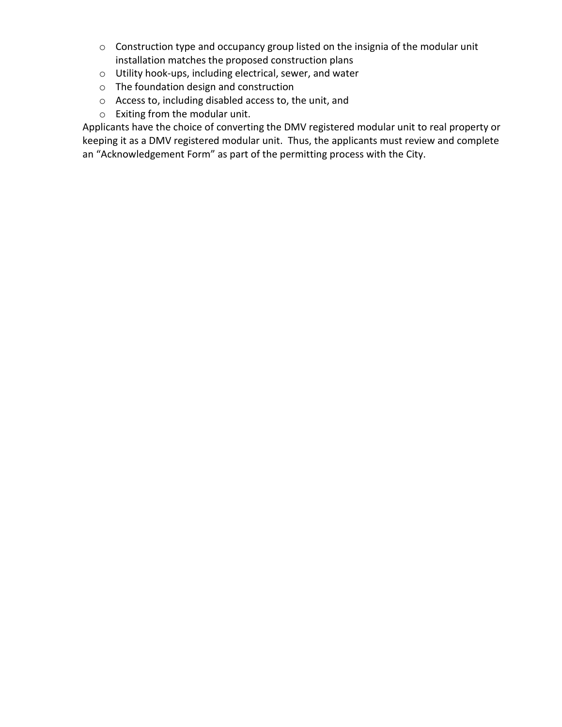- Construction type and occupancy group listed on the insignia of the modular unit installation matches the proposed construction plans
- Utility hook-ups, including electrical, sewer, and water
- The foundation design and construction
- Access to, including disabled access to, the unit, and
- Exiting from the modular unit.

Applicants have the choice of converting the DMV registered modular unit to real property or keeping it as a DMV registered modular unit. Thus, the applicants must review and complete an "Acknowledgement Form" as part of the permitting process with the City.